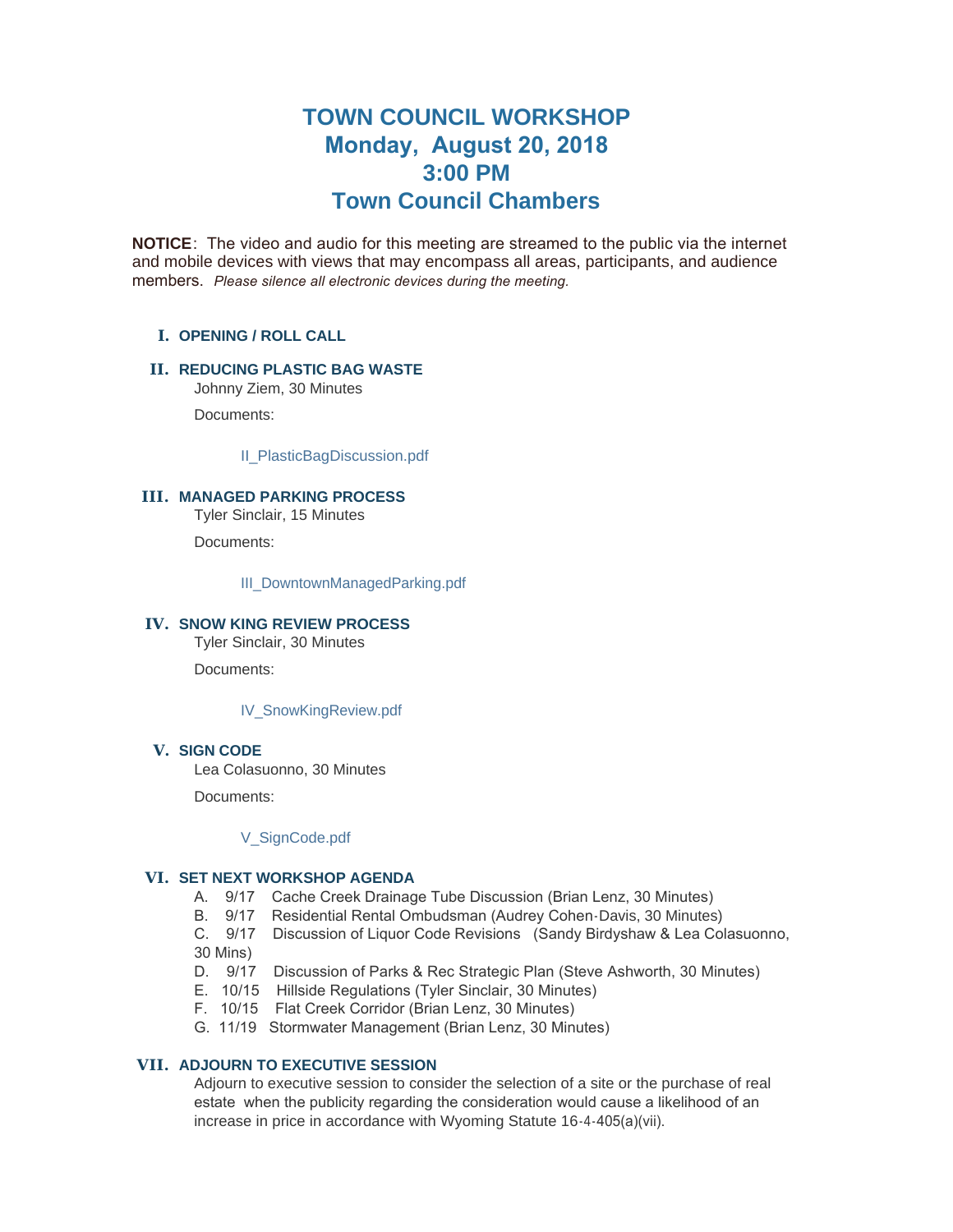# TOWN COUNCIL WORKSHOP
# Monday, August 20, 2018
# 3:00 PM
# Town Council Chambers

**NOTICE**: The video and audio for this meeting are streamed to the public via the internet and mobile devices with views that may encompass all areas, participants, and audience members. *Please silence all electronic devices during the meeting.*

## I. OPENING / ROLL CALL

## II. REDUCING PLASTIC BAG WASTE

Johnny Ziem, 30 Minutes

Documents:

II_PlasticBagDiscussion.pdf

## III. MANAGED PARKING PROCESS

Tyler Sinclair, 15 Minutes

Documents:

III_DowntownManagedParking.pdf

## IV. SNOW KING REVIEW PROCESS

Tyler Sinclair, 30 Minutes

Documents:

IV_SnowKingReview.pdf

## V. SIGN CODE

Lea Colasuonno, 30 Minutes

Documents:

V_SignCode.pdf

## VI. SET NEXT WORKSHOP AGENDA

A. 9/17 Cache Creek Drainage Tube Discussion (Brian Lenz, 30 Minutes)
B. 9/17 Residential Rental Ombudsman (Audrey Cohen-Davis, 30 Minutes)
C. 9/17 Discussion of Liquor Code Revisions (Sandy Birdyshaw & Lea Colasuonno, 30 Mins)
D. 9/17 Discussion of Parks & Rec Strategic Plan (Steve Ashworth, 30 Minutes)
E. 10/15 Hillside Regulations (Tyler Sinclair, 30 Minutes)
F. 10/15 Flat Creek Corridor (Brian Lenz, 30 Minutes)
G. 11/19 Stormwater Management (Brian Lenz, 30 Minutes)

## VII. ADJOURN TO EXECUTIVE SESSION

Adjourn to executive session to consider the selection of a site or the purchase of real estate when the publicity regarding the consideration would cause a likelihood of an increase in price in accordance with Wyoming Statute 16-4-405(a)(vii).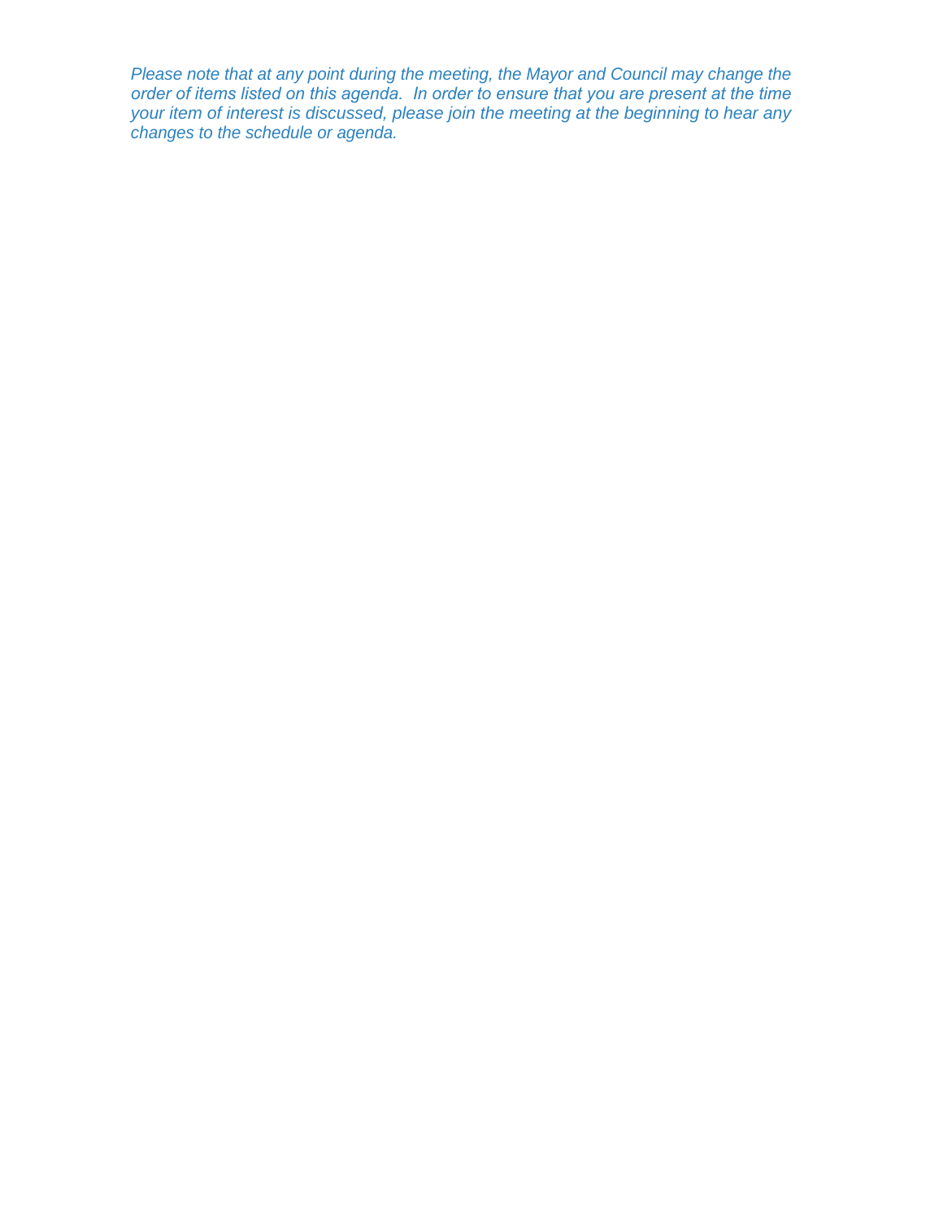*Please note that at any point during the meeting, the Mayor and Council may change the order of items listed on this agenda.  In order to ensure that you are present at the time your item of interest is discussed, please join the meeting at the beginning to hear any changes to the schedule or agenda.*